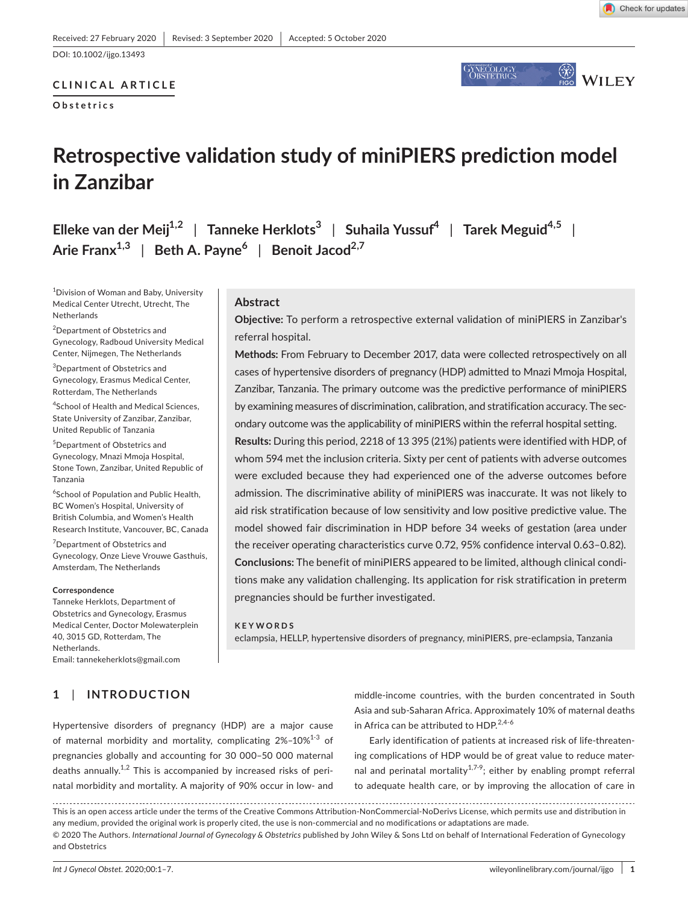Received: 27 February 2020 | Revised: 3 September 2020 | Accepted: 5 October 2020

DOI: 10.1002/ijgo.13493

**CLINICAL ARTICLE**

**Obstetrics**

# Retrospective validation study of miniPIERS prediction model in Zanzibar

**Elleke van der Meij**[1,2] | **Tanneke Herklots**[3] | **Suhaila Yussuf**[4] | **Tarek Meguid**[4,5] | **Arie Franx**[1,3] | **Beth A. Payne**[6] | **Benoit Jacod**[2,7]

[1]Division of Woman and Baby, University Medical Center Utrecht, Utrecht, The Netherlands

[2]Department of Obstetrics and Gynecology, Radboud University Medical Center, Nijmegen, The Netherlands

[3]Department of Obstetrics and Gynecology, Erasmus Medical Center, Rotterdam, The Netherlands

[4]School of Health and Medical Sciences, State University of Zanzibar, Zanzibar, United Republic of Tanzania

[5]Department of Obstetrics and Gynecology, Mnazi Mmoja Hospital, Stone Town, Zanzibar, United Republic of Tanzania

[6]School of Population and Public Health, BC Women's Hospital, University of British Columbia, and Women's Health Research Institute, Vancouver, BC, Canada

[7]Department of Obstetrics and Gynecology, Onze Lieve Vrouwe Gasthuis, Amsterdam, The Netherlands

**Correspondence**

Tanneke Herklots, Department of Obstetrics and Gynecology, Erasmus Medical Center, Doctor Molewaterplein 40, 3015 GD, Rotterdam, The Netherlands.
Email: tannekeherklots@gmail.com

## Abstract

**Objective:** To perform a retrospective external validation of miniPIERS in Zanzibar's referral hospital.

**Methods:** From February to December 2017, data were collected retrospectively on all cases of hypertensive disorders of pregnancy (HDP) admitted to Mnazi Mmoja Hospital, Zanzibar, Tanzania. The primary outcome was the predictive performance of miniPIERS by examining measures of discrimination, calibration, and stratification accuracy. The secondary outcome was the applicability of miniPIERS within the referral hospital setting.

**Results:** During this period, 2218 of 13 395 (21%) patients were identified with HDP, of whom 594 met the inclusion criteria. Sixty per cent of patients with adverse outcomes were excluded because they had experienced one of the adverse outcomes before admission. The discriminative ability of miniPIERS was inaccurate. It was not likely to aid risk stratification because of low sensitivity and low positive predictive value. The model showed fair discrimination in HDP before 34 weeks of gestation (area under the receiver operating characteristics curve 0.72, 95% confidence interval 0.63–0.82).

**Conclusions:** The benefit of miniPIERS appeared to be limited, although clinical conditions make any validation challenging. Its application for risk stratification in preterm pregnancies should be further investigated.

**KEYWORDS**

eclampsia, HELLP, hypertensive disorders of pregnancy, miniPIERS, pre-eclampsia, Tanzania

## 1 | INTRODUCTION

Hypertensive disorders of pregnancy (HDP) are a major cause of maternal morbidity and mortality, complicating 2%–10%[1-3] of pregnancies globally and accounting for 30 000–50 000 maternal deaths annually.[1,2] This is accompanied by increased risks of perinatal morbidity and mortality. A majority of 90% occur in low- and middle-income countries, with the burden concentrated in South Asia and sub-Saharan Africa. Approximately 10% of maternal deaths in Africa can be attributed to HDP.[2,4-6]

Early identification of patients at increased risk of life-threatening complications of HDP would be of great value to reduce maternal and perinatal mortality[1,7-9]; either by enabling prompt referral to adequate health care, or by improving the allocation of care in

This is an open access article under the terms of the Creative Commons Attribution-NonCommercial-NoDerivs License, which permits use and distribution in any medium, provided the original work is properly cited, the use is non-commercial and no modifications or adaptations are made.
© 2020 The Authors. *International Journal of Gynecology & Obstetrics* published by John Wiley & Sons Ltd on behalf of International Federation of Gynecology and Obstetrics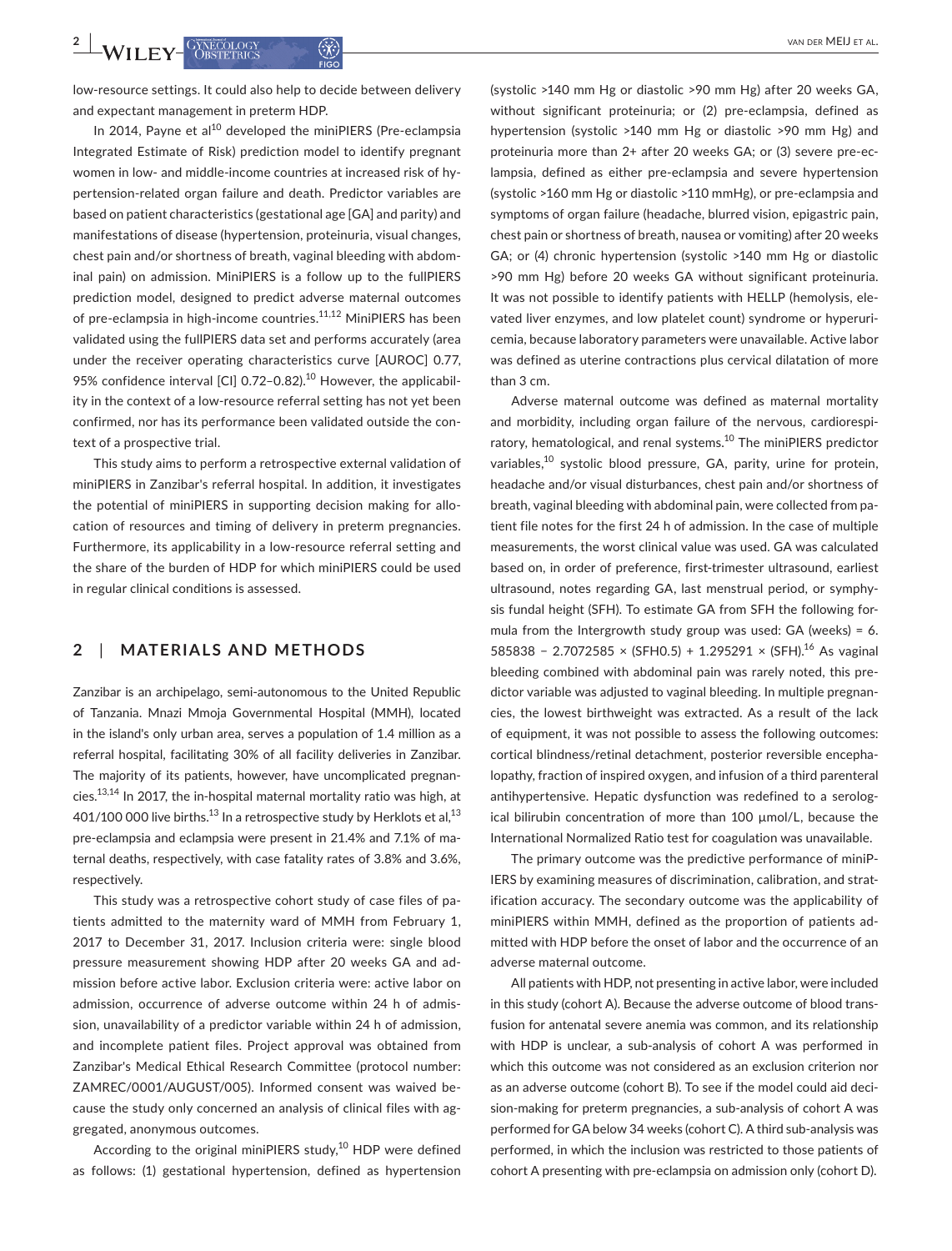low-resource settings. It could also help to decide between delivery and expectant management in preterm HDP.

In 2014, Payne et al[10] developed the miniPIERS (Pre-eclampsia Integrated Estimate of Risk) prediction model to identify pregnant women in low- and middle-income countries at increased risk of hypertension-related organ failure and death. Predictor variables are based on patient characteristics (gestational age [GA] and parity) and manifestations of disease (hypertension, proteinuria, visual changes, chest pain and/or shortness of breath, vaginal bleeding with abdominal pain) on admission. MiniPIERS is a follow up to the fullPIERS prediction model, designed to predict adverse maternal outcomes of pre-eclampsia in high-income countries.[11,12] MiniPIERS has been validated using the fullPIERS data set and performs accurately (area under the receiver operating characteristics curve [AUROC] 0.77, 95% confidence interval [CI] 0.72–0.82).[10] However, the applicability in the context of a low-resource referral setting has not yet been confirmed, nor has its performance been validated outside the context of a prospective trial.

This study aims to perform a retrospective external validation of miniPIERS in Zanzibar's referral hospital. In addition, it investigates the potential of miniPIERS in supporting decision making for allocation of resources and timing of delivery in preterm pregnancies. Furthermore, its applicability in a low-resource referral setting and the share of the burden of HDP for which miniPIERS could be used in regular clinical conditions is assessed.

## 2 | MATERIALS AND METHODS

Zanzibar is an archipelago, semi-autonomous to the United Republic of Tanzania. Mnazi Mmoja Governmental Hospital (MMH), located in the island's only urban area, serves a population of 1.4 million as a referral hospital, facilitating 30% of all facility deliveries in Zanzibar. The majority of its patients, however, have uncomplicated pregnancies.[13,14] In 2017, the in-hospital maternal mortality ratio was high, at 401/100 000 live births.[13] In a retrospective study by Herklots et al,[13] pre-eclampsia and eclampsia were present in 21.4% and 7.1% of maternal deaths, respectively, with case fatality rates of 3.8% and 3.6%, respectively.

This study was a retrospective cohort study of case files of patients admitted to the maternity ward of MMH from February 1, 2017 to December 31, 2017. Inclusion criteria were: single blood pressure measurement showing HDP after 20 weeks GA and admission before active labor. Exclusion criteria were: active labor on admission, occurrence of adverse outcome within 24 h of admission, unavailability of a predictor variable within 24 h of admission, and incomplete patient files. Project approval was obtained from Zanzibar's Medical Ethical Research Committee (protocol number: ZAMREC/0001/AUGUST/005). Informed consent was waived because the study only concerned an analysis of clinical files with aggregated, anonymous outcomes.

According to the original miniPIERS study,[10] HDP were defined as follows: (1) gestational hypertension, defined as hypertension (systolic >140 mm Hg or diastolic >90 mm Hg) after 20 weeks GA, without significant proteinuria; or (2) pre-eclampsia, defined as hypertension (systolic >140 mm Hg or diastolic >90 mm Hg) and proteinuria more than 2+ after 20 weeks GA; or (3) severe pre-eclampsia, defined as either pre-eclampsia and severe hypertension (systolic >160 mm Hg or diastolic >110 mmHg), or pre-eclampsia and symptoms of organ failure (headache, blurred vision, epigastric pain, chest pain or shortness of breath, nausea or vomiting) after 20 weeks GA; or (4) chronic hypertension (systolic >140 mm Hg or diastolic >90 mm Hg) before 20 weeks GA without significant proteinuria. It was not possible to identify patients with HELLP (hemolysis, elevated liver enzymes, and low platelet count) syndrome or hyperuricemia, because laboratory parameters were unavailable. Active labor was defined as uterine contractions plus cervical dilatation of more than 3 cm.

Adverse maternal outcome was defined as maternal mortality and morbidity, including organ failure of the nervous, cardiorespiratory, hematological, and renal systems.[10] The miniPIERS predictor variables,[10] systolic blood pressure, GA, parity, urine for protein, headache and/or visual disturbances, chest pain and/or shortness of breath, vaginal bleeding with abdominal pain, were collected from patient file notes for the first 24 h of admission. In the case of multiple measurements, the worst clinical value was used. GA was calculated based on, in order of preference, first-trimester ultrasound, earliest ultrasound, notes regarding GA, last menstrual period, or symphysis fundal height (SFH). To estimate GA from SFH the following formula from the Intergrowth study group was used: GA (weeks) = 6.585838 − 2.7072585 × (SFH0.5) + 1.295291 × (SFH).[16] As vaginal bleeding combined with abdominal pain was rarely noted, this predictor variable was adjusted to vaginal bleeding. In multiple pregnancies, the lowest birthweight was extracted. As a result of the lack of equipment, it was not possible to assess the following outcomes: cortical blindness/retinal detachment, posterior reversible encephalopathy, fraction of inspired oxygen, and infusion of a third parenteral antihypertensive. Hepatic dysfunction was redefined to a serological bilirubin concentration of more than 100 µmol/L, because the International Normalized Ratio test for coagulation was unavailable.

The primary outcome was the predictive performance of miniPIERS by examining measures of discrimination, calibration, and stratification accuracy. The secondary outcome was the applicability of miniPIERS within MMH, defined as the proportion of patients admitted with HDP before the onset of labor and the occurrence of an adverse maternal outcome.

All patients with HDP, not presenting in active labor, were included in this study (cohort A). Because the adverse outcome of blood transfusion for antenatal severe anemia was common, and its relationship with HDP is unclear, a sub-analysis of cohort A was performed in which this outcome was not considered as an exclusion criterion nor as an adverse outcome (cohort B). To see if the model could aid decision-making for preterm pregnancies, a sub-analysis of cohort A was performed for GA below 34 weeks (cohort C). A third sub-analysis was performed, in which the inclusion was restricted to those patients of cohort A presenting with pre-eclampsia on admission only (cohort D).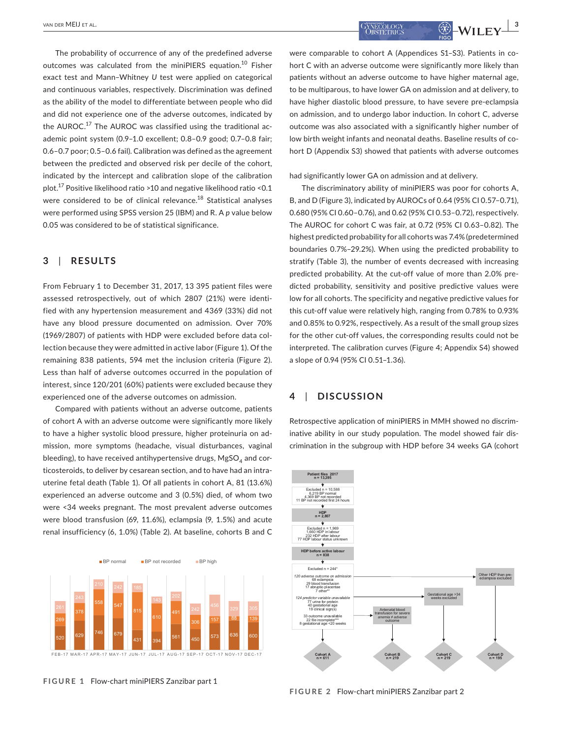The probability of occurrence of any of the predefined adverse outcomes was calculated from the miniPIERS equation.[10] Fisher exact test and Mann–Whitney *U* test were applied on categorical and continuous variables, respectively. Discrimination was defined as the ability of the model to differentiate between people who did and did not experience one of the adverse outcomes, indicated by the AUROC.[17] The AUROC was classified using the traditional academic point system (0.9–1.0 excellent; 0.8–0.9 good; 0.7–0.8 fair; 0.6–0.7 poor; 0.5–0.6 fail). Calibration was defined as the agreement between the predicted and observed risk per decile of the cohort, indicated by the intercept and calibration slope of the calibration plot.[17] Positive likelihood ratio >10 and negative likelihood ratio <0.1 were considered to be of clinical relevance.[18] Statistical analyses were performed using SPSS version 25 (IBM) and R. A *p* value below 0.05 was considered to be of statistical significance.

## 3 | RESULTS

From February 1 to December 31, 2017, 13 395 patient files were assessed retrospectively, out of which 2807 (21%) were identified with any hypertension measurement and 4369 (33%) did not have any blood pressure documented on admission. Over 70% (1969/2807) of patients with HDP were excluded before data collection because they were admitted in active labor (Figure 1). Of the remaining 838 patients, 594 met the inclusion criteria (Figure 2). Less than half of adverse outcomes occurred in the population of interest, since 120/201 (60%) patients were excluded because they experienced one of the adverse outcomes on admission.

Compared with patients without an adverse outcome, patients of cohort A with an adverse outcome were significantly more likely to have a higher systolic blood pressure, higher proteinuria on admission, more symptoms (headache, visual disturbances, vaginal bleeding), to have received antihypertensive drugs, $MgSO_4$ and corticosteroids, to deliver by cesarean section, and to have had an intrauterine fetal death (Table 1). Of all patients in cohort A, 81 (13.6%) experienced an adverse outcome and 3 (0.5%) died, of whom two were <34 weeks pregnant. The most prevalent adverse outcomes were blood transfusion (69, 11.6%), eclampsia (9, 1.5%) and acute renal insufficiency (6, 1.0%) (Table 2). At baseline, cohorts B and C were comparable to cohort A (Appendices S1–S3). Patients in cohort C with an adverse outcome were significantly more likely than patients without an adverse outcome to have higher maternal age, to be multiparous, to have lower GA on admission and at delivery, to have higher diastolic blood pressure, to have severe pre-eclampsia on admission, and to undergo labor induction. In cohort C, adverse outcome was also associated with a significantly higher number of low birth weight infants and neonatal deaths. Baseline results of cohort D (Appendix S3) showed that patients with adverse outcomes had significantly lower GA on admission and at delivery.

The discriminatory ability of miniPIERS was poor for cohorts A, B, and D (Figure 3), indicated by AUROCs of 0.64 (95% CI 0.57–0.71), 0.680 (95% CI 0.60–0.76), and 0.62 (95% CI 0.53–0.72), respectively. The AUROC for cohort C was fair, at 0.72 (95% CI 0.63–0.82). The highest predicted probability for all cohorts was 7.4% (predetermined boundaries 0.7%–29.2%). When using the predicted probability to stratify (Table 3), the number of events decreased with increasing predicted probability. At the cut-off value of more than 2.0% predicted probability, sensitivity and positive predictive values were low for all cohorts. The specificity and negative predictive values for this cut-off value were relatively high, ranging from 0.78% to 0.93% and 0.85% to 0.92%, respectively. As a result of the small group sizes for the other cut-off values, the corresponding results could not be interpreted. The calibration curves (Figure 4; Appendix S4) showed a slope of 0.94 (95% CI 0.51–1.36).

| | FEB-17 | MAR-17 | APR-17 | MAY-17 | JUN-17 | JUL-17 | AUG-17 | SEP-17 | OCT-17 | NOV-17 | DEC-17 |
|---|---|---|---|---|---|---|---|---|---|---|---|
| BP normal | 520 | 629 | 746 | 679 | 431 | 394 | 561 | 450 | 573 | 636 | 600 |
| BP not recorded | 269 | 378 | 558 | 547 | 815 | 610 | 491 | 306 | 157 | 88 | 139 |
| BP high | 261 | 243 | 210 | 242 | 185 | 143 | 202 | 242 | 456 | 329 | 305 |

FIGURE 1 Flow-chart miniPIERS Zanzibar part 1

Patient files 2017
n = 13,395

→ Excluded n = 10,588
6,219 BP normal
4,369 BP not recorded
11 BP not recorded first 24 hours

HDP
n = 2,807

→ Excluded n = 1,969
1,660 HDP in labour
232 HDP after labour
77 HDP labour status unknown

HDP before active labour
n = 838

→ Excluded n = 244*
*120 adverse outcome on admission*
68 eclampsia
29 blood transfusion
17 abruptio placentae
7 other**
*124 predictor variable unavailable*
77 urine for protein
40 gestational age
19 clinical sign(s)
33 outcome unavailable
22 file incomplete***
8 gestational age <20 weeks

→ Cohort A n = 611
→ Antenatal blood transfusion for severe *anemia ≠ adverse outcome* → Cohort B n = 219
→ Gestational age >34 weeks excluded → Cohort C n = 219
→ Other HDP than pre-eclampsia excluded → Cohort D n = 195

FIGURE 2 Flow-chart miniPIERS Zanzibar part 2

## 4 | DISCUSSION

Retrospective application of miniPIERS in MMH showed no discriminative ability in our study population. The model showed fair discrimination in the subgroup with HDP before 34 weeks GA (cohort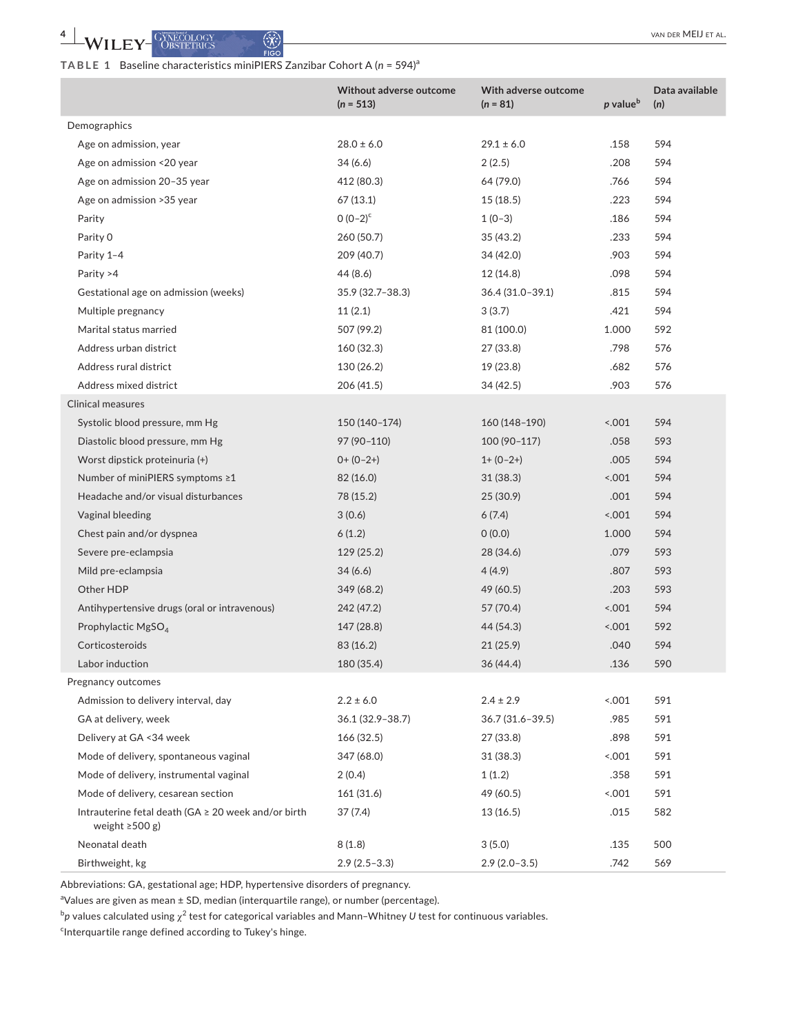**TABLE 1** Baseline characteristics miniPIERS Zanzibar Cohort A (n = 594)[a]

| | Without adverse outcome (n = 513) | With adverse outcome (n = 81) | p value[b] | Data available (n) |
|---|---|---|---|---|
| Demographics | | | | |
| Age on admission, year | 28.0 ± 6.0 | 29.1 ± 6.0 | .158 | 594 |
| Age on admission <20 year | 34 (6.6) | 2 (2.5) | .208 | 594 |
| Age on admission 20–35 year | 412 (80.3) | 64 (79.0) | .766 | 594 |
| Age on admission >35 year | 67 (13.1) | 15 (18.5) | .223 | 594 |
| Parity | 0 (0–2)[c] | 1 (0–3) | .186 | 594 |
| Parity 0 | 260 (50.7) | 35 (43.2) | .233 | 594 |
| Parity 1–4 | 209 (40.7) | 34 (42.0) | .903 | 594 |
| Parity >4 | 44 (8.6) | 12 (14.8) | .098 | 594 |
| Gestational age on admission (weeks) | 35.9 (32.7–38.3) | 36.4 (31.0–39.1) | .815 | 594 |
| Multiple pregnancy | 11 (2.1) | 3 (3.7) | .421 | 594 |
| Marital status married | 507 (99.2) | 81 (100.0) | 1.000 | 592 |
| Address urban district | 160 (32.3) | 27 (33.8) | .798 | 576 |
| Address rural district | 130 (26.2) | 19 (23.8) | .682 | 576 |
| Address mixed district | 206 (41.5) | 34 (42.5) | .903 | 576 |
| Clinical measures | | | | |
| Systolic blood pressure, mm Hg | 150 (140–174) | 160 (148–190) | <.001 | 594 |
| Diastolic blood pressure, mm Hg | 97 (90–110) | 100 (90–117) | .058 | 593 |
| Worst dipstick proteinuria (+) | 0+ (0–2+) | 1+ (0–2+) | .005 | 594 |
| Number of miniPIERS symptoms ≥1 | 82 (16.0) | 31 (38.3) | <.001 | 594 |
| Headache and/or visual disturbances | 78 (15.2) | 25 (30.9) | .001 | 594 |
| Vaginal bleeding | 3 (0.6) | 6 (7.4) | <.001 | 594 |
| Chest pain and/or dyspnea | 6 (1.2) | 0 (0.0) | 1.000 | 594 |
| Severe pre-eclampsia | 129 (25.2) | 28 (34.6) | .079 | 593 |
| Mild pre-eclampsia | 34 (6.6) | 4 (4.9) | .807 | 593 |
| Other HDP | 349 (68.2) | 49 (60.5) | .203 | 593 |
| Antihypertensive drugs (oral or intravenous) | 242 (47.2) | 57 (70.4) | <.001 | 594 |
| Prophylactic $MgSO_4$ | 147 (28.8) | 44 (54.3) | <.001 | 592 |
| Corticosteroids | 83 (16.2) | 21 (25.9) | .040 | 594 |
| Labor induction | 180 (35.4) | 36 (44.4) | .136 | 590 |
| Pregnancy outcomes | | | | |
| Admission to delivery interval, day | 2.2 ± 6.0 | 2.4 ± 2.9 | <.001 | 591 |
| GA at delivery, week | 36.1 (32.9–38.7) | 36.7 (31.6–39.5) | .985 | 591 |
| Delivery at GA <34 week | 166 (32.5) | 27 (33.8) | .898 | 591 |
| Mode of delivery, spontaneous vaginal | 347 (68.0) | 31 (38.3) | <.001 | 591 |
| Mode of delivery, instrumental vaginal | 2 (0.4) | 1 (1.2) | .358 | 591 |
| Mode of delivery, cesarean section | 161 (31.6) | 49 (60.5) | <.001 | 591 |
| Intrauterine fetal death (GA ≥ 20 week and/or birth weight ≥500 g) | 37 (7.4) | 13 (16.5) | .015 | 582 |
| Neonatal death | 8 (1.8) | 3 (5.0) | .135 | 500 |
| Birthweight, kg | 2.9 (2.5–3.3) | 2.9 (2.0–3.5) | .742 | 569 |

Abbreviations: GA, gestational age; HDP, hypertensive disorders of pregnancy.

[a]Values are given as mean ± SD, median (interquartile range), or number (percentage).

[b]p values calculated using $\chi^2$ test for categorical variables and Mann–Whitney U test for continuous variables.

[c]Interquartile range defined according to Tukey's hinge.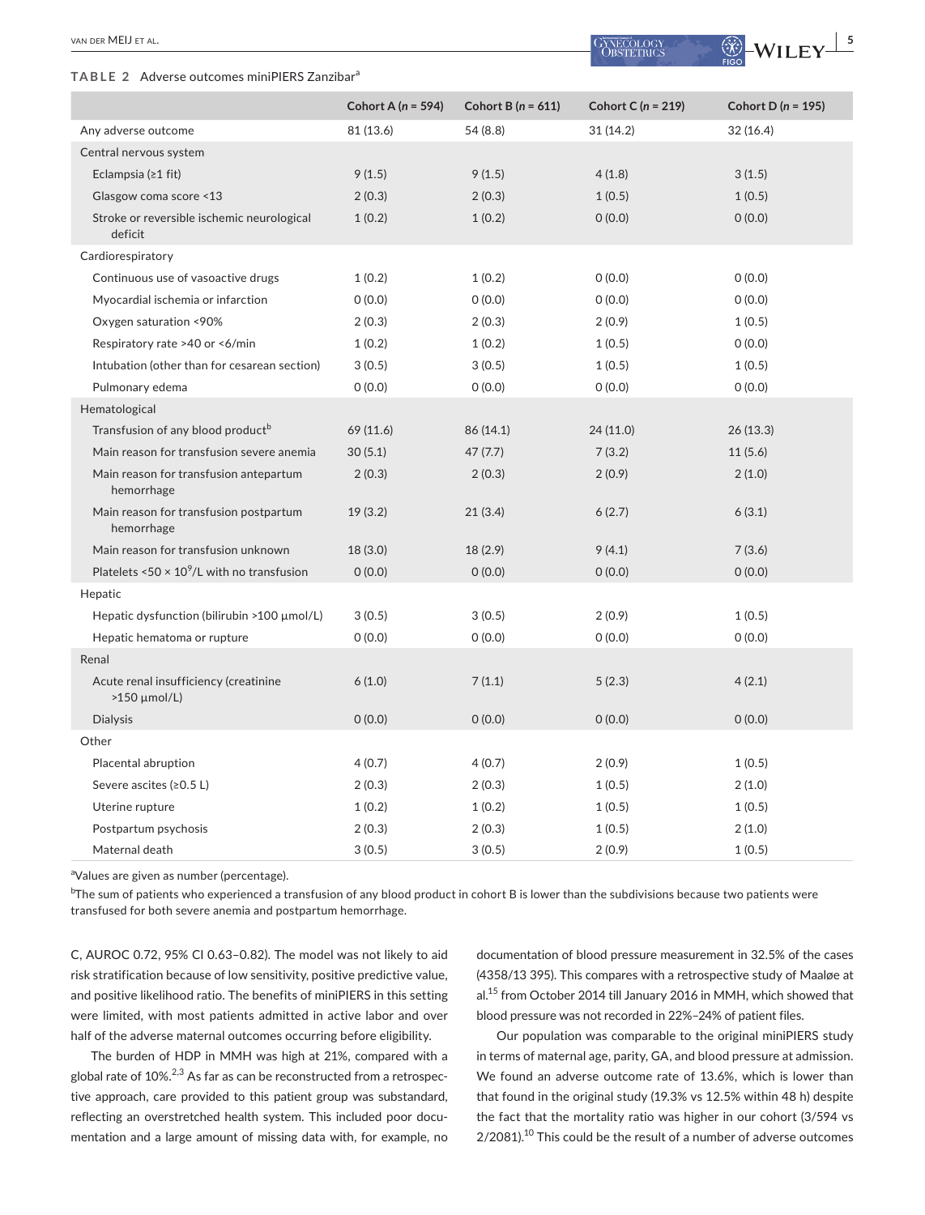**TABLE 2** Adverse outcomes miniPIERS Zanzibar[a]

| | Cohort A (*n* = 594) | Cohort B (*n* = 611) | Cohort C (*n* = 219) | Cohort D (*n* = 195) |
|---|---|---|---|---|
| Any adverse outcome | 81 (13.6) | 54 (8.8) | 31 (14.2) | 32 (16.4) |
| Central nervous system | | | | |
| Eclampsia (≥1 fit) | 9 (1.5) | 9 (1.5) | 4 (1.8) | 3 (1.5) |
| Glasgow coma score <13 | 2 (0.3) | 2 (0.3) | 1 (0.5) | 1 (0.5) |
| Stroke or reversible ischemic neurological deficit | 1 (0.2) | 1 (0.2) | 0 (0.0) | 0 (0.0) |
| Cardiorespiratory | | | | |
| Continuous use of vasoactive drugs | 1 (0.2) | 1 (0.2) | 0 (0.0) | 0 (0.0) |
| Myocardial ischemia or infarction | 0 (0.0) | 0 (0.0) | 0 (0.0) | 0 (0.0) |
| Oxygen saturation <90% | 2 (0.3) | 2 (0.3) | 2 (0.9) | 1 (0.5) |
| Respiratory rate >40 or <6/min | 1 (0.2) | 1 (0.2) | 1 (0.5) | 0 (0.0) |
| Intubation (other than for cesarean section) | 3 (0.5) | 3 (0.5) | 1 (0.5) | 1 (0.5) |
| Pulmonary edema | 0 (0.0) | 0 (0.0) | 0 (0.0) | 0 (0.0) |
| Hematological | | | | |
| Transfusion of any blood product[b] | 69 (11.6) | 86 (14.1) | 24 (11.0) | 26 (13.3) |
| Main reason for transfusion severe anemia | 30 (5.1) | 47 (7.7) | 7 (3.2) | 11 (5.6) |
| Main reason for transfusion antepartum hemorrhage | 2 (0.3) | 2 (0.3) | 2 (0.9) | 2 (1.0) |
| Main reason for transfusion postpartum hemorrhage | 19 (3.2) | 21 (3.4) | 6 (2.7) | 6 (3.1) |
| Main reason for transfusion unknown | 18 (3.0) | 18 (2.9) | 9 (4.1) | 7 (3.6) |
| Platelets <50 × $10^9$/L with no transfusion | 0 (0.0) | 0 (0.0) | 0 (0.0) | 0 (0.0) |
| Hepatic | | | | |
| Hepatic dysfunction (bilirubin >100 μmol/L) | 3 (0.5) | 3 (0.5) | 2 (0.9) | 1 (0.5) |
| Hepatic hematoma or rupture | 0 (0.0) | 0 (0.0) | 0 (0.0) | 0 (0.0) |
| Renal | | | | |
| Acute renal insufficiency (creatinine >150 μmol/L) | 6 (1.0) | 7 (1.1) | 5 (2.3) | 4 (2.1) |
| Dialysis | 0 (0.0) | 0 (0.0) | 0 (0.0) | 0 (0.0) |
| Other | | | | |
| Placental abruption | 4 (0.7) | 4 (0.7) | 2 (0.9) | 1 (0.5) |
| Severe ascites (≥0.5 L) | 2 (0.3) | 2 (0.3) | 1 (0.5) | 2 (1.0) |
| Uterine rupture | 1 (0.2) | 1 (0.2) | 1 (0.5) | 1 (0.5) |
| Postpartum psychosis | 2 (0.3) | 2 (0.3) | 1 (0.5) | 2 (1.0) |
| Maternal death | 3 (0.5) | 3 (0.5) | 2 (0.9) | 1 (0.5) |

[a]Values are given as number (percentage).

[b]The sum of patients who experienced a transfusion of any blood product in cohort B is lower than the subdivisions because two patients were transfused for both severe anemia and postpartum hemorrhage.

C, AUROC 0.72, 95% CI 0.63–0.82). The model was not likely to aid risk stratification because of low sensitivity, positive predictive value, and positive likelihood ratio. The benefits of miniPIERS in this setting were limited, with most patients admitted in active labor and over half of the adverse maternal outcomes occurring before eligibility.

The burden of HDP in MMH was high at 21%, compared with a global rate of 10%.[2,3] As far as can be reconstructed from a retrospective approach, care provided to this patient group was substandard, reflecting an overstretched health system. This included poor documentation and a large amount of missing data with, for example, no documentation of blood pressure measurement in 32.5% of the cases (4358/13 395). This compares with a retrospective study of Maaløe at al.[15] from October 2014 till January 2016 in MMH, which showed that blood pressure was not recorded in 22%–24% of patient files.

Our population was comparable to the original miniPIERS study in terms of maternal age, parity, GA, and blood pressure at admission. We found an adverse outcome rate of 13.6%, which is lower than that found in the original study (19.3% vs 12.5% within 48 h) despite the fact that the mortality ratio was higher in our cohort (3/594 vs 2/2081).[10] This could be the result of a number of adverse outcomes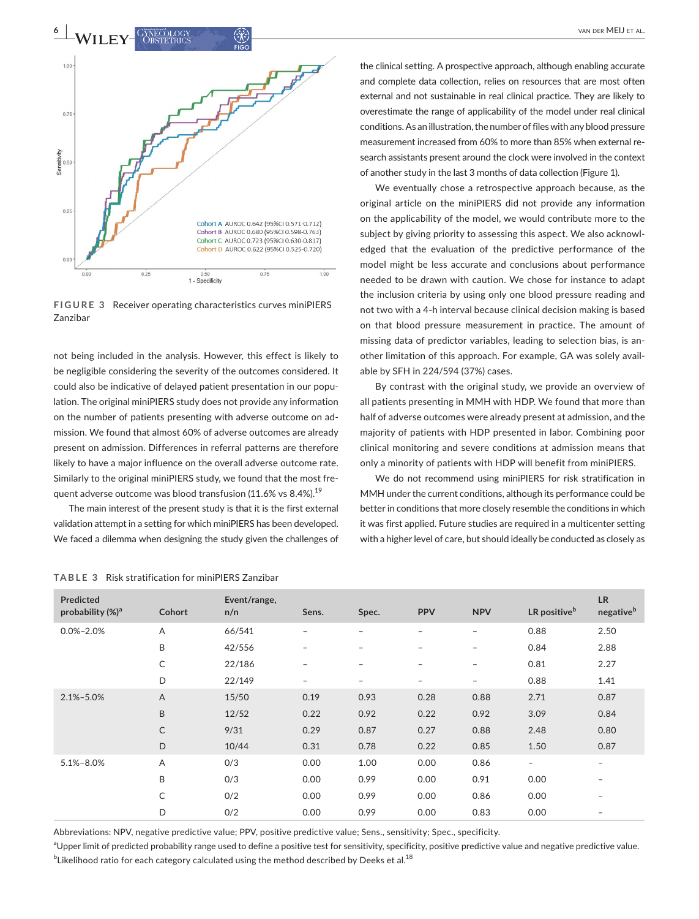FIGURE 3 Receiver operating characteristics curves miniPIERS Zanzibar

not being included in the analysis. However, this effect is likely to be negligible considering the severity of the outcomes considered. It could also be indicative of delayed patient presentation in our population. The original miniPIERS study does not provide any information on the number of patients presenting with adverse outcome on admission. We found that almost 60% of adverse outcomes are already present on admission. Differences in referral patterns are therefore likely to have a major influence on the overall adverse outcome rate. Similarly to the original miniPIERS study, we found that the most frequent adverse outcome was blood transfusion (11.6% vs 8.4%).[19]

The main interest of the present study is that it is the first external validation attempt in a setting for which miniPIERS has been developed. We faced a dilemma when designing the study given the challenges of the clinical setting. A prospective approach, although enabling accurate and complete data collection, relies on resources that are most often external and not sustainable in real clinical practice. They are likely to overestimate the range of applicability of the model under real clinical conditions. As an illustration, the number of files with any blood pressure measurement increased from 60% to more than 85% when external research assistants present around the clock were involved in the context of another study in the last 3 months of data collection (Figure 1).

We eventually chose a retrospective approach because, as the original article on the miniPIERS did not provide any information on the applicability of the model, we would contribute more to the subject by giving priority to assessing this aspect. We also acknowledged that the evaluation of the predictive performance of the model might be less accurate and conclusions about performance needed to be drawn with caution. We for instance to adapt the inclusion criteria by using only one blood pressure reading and not two with a 4-h interval because clinical decision making is based on that blood pressure measurement in practice. The amount of missing data of predictor variables, leading to selection bias, is another limitation of this approach. For example, GA was solely available by SFH in 224/594 (37%) cases.

By contrast with the original study, we provide an overview of all patients presenting in MMH with HDP. We found that more than half of adverse outcomes were already present at admission, and the majority of patients with HDP presented in labor. Combining poor clinical monitoring and severe conditions at admission means that only a minority of patients with HDP will benefit from miniPIERS.

We do not recommend using miniPIERS for risk stratification in MMH under the current conditions, although its performance could be better in conditions that more closely resemble the conditions in which it was first applied. Future studies are required in a multicenter setting with a higher level of care, but should ideally be conducted as closely as

TABLE 3 Risk stratification for miniPIERS Zanzibar

| Predicted probability (%)[a] | Cohort | Event/range, n/n | Sens. | Spec. | PPV | NPV | LR positive[b] | LR negative[b] |
|---|---|---|---|---|---|---|---|---|
| 0.0%–2.0% | A | 66/541 | – | – | – | – | 0.88 | 2.50 |
| | B | 42/556 | – | – | – | – | 0.84 | 2.88 |
| | C | 22/186 | – | – | – | – | 0.81 | 2.27 |
| | D | 22/149 | – | – | – | – | 0.88 | 1.41 |
| 2.1%–5.0% | A | 15/50 | 0.19 | 0.93 | 0.28 | 0.88 | 2.71 | 0.87 |
| | B | 12/52 | 0.22 | 0.92 | 0.22 | 0.92 | 3.09 | 0.84 |
| | C | 9/31 | 0.29 | 0.87 | 0.27 | 0.88 | 2.48 | 0.80 |
| | D | 10/44 | 0.31 | 0.78 | 0.22 | 0.85 | 1.50 | 0.87 |
| 5.1%–8.0% | A | 0/3 | 0.00 | 1.00 | 0.00 | 0.86 | – | – |
| | B | 0/3 | 0.00 | 0.99 | 0.00 | 0.91 | 0.00 | – |
| | C | 0/2 | 0.00 | 0.99 | 0.00 | 0.86 | 0.00 | – |
| | D | 0/2 | 0.00 | 0.99 | 0.00 | 0.83 | 0.00 | – |

Abbreviations: NPV, negative predictive value; PPV, positive predictive value; Sens., sensitivity; Spec., specificity.

[a]Upper limit of predicted probability range used to define a positive test for sensitivity, specificity, positive predictive value and negative predictive value.

[b]Likelihood ratio for each category calculated using the method described by Deeks et al.[18]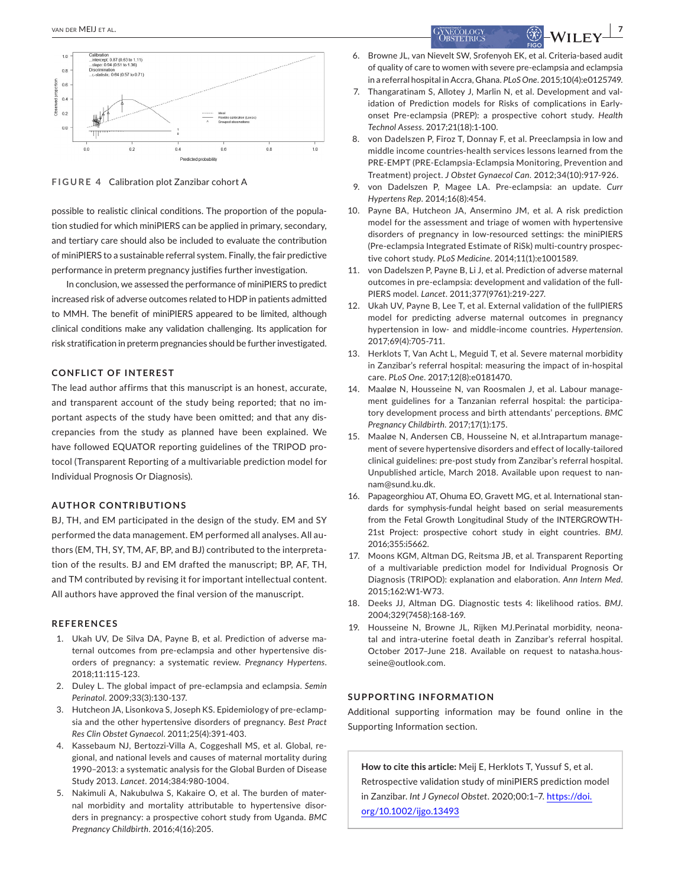Calibration
...intercept: 0.87 (0.63 to 1.11)
...slope: 0.94 (0.51 to 1.36)
Discrimination
...c-statistic: 0.64 (0.57 to 0.71)

Observed proportion

Predicted probability

Ideal
Flexible calibration (Loess)
Grouped observations

**FIGURE 4** Calibration plot Zanzibar cohort A

possible to realistic clinical conditions. The proportion of the population studied for which miniPIERS can be applied in primary, secondary, and tertiary care should also be included to evaluate the contribution of miniPIERS to a sustainable referral system. Finally, the fair predictive performance in preterm pregnancy justifies further investigation.

In conclusion, we assessed the performance of miniPIERS to predict increased risk of adverse outcomes related to HDP in patients admitted to MMH. The benefit of miniPIERS appeared to be limited, although clinical conditions make any validation challenging. Its application for risk stratification in preterm pregnancies should be further investigated.

## CONFLICT OF INTEREST

The lead author affirms that this manuscript is an honest, accurate, and transparent account of the study being reported; that no important aspects of the study have been omitted; and that any discrepancies from the study as planned have been explained. We have followed EQUATOR reporting guidelines of the TRIPOD protocol (Transparent Reporting of a multivariable prediction model for Individual Prognosis Or Diagnosis).

## AUTHOR CONTRIBUTIONS

BJ, TH, and EM participated in the design of the study. EM and SY performed the data management. EM performed all analyses. All authors (EM, TH, SY, TM, AF, BP, and BJ) contributed to the interpretation of the results. BJ and EM drafted the manuscript; BP, AF, TH, and TM contributed by revising it for important intellectual content. All authors have approved the final version of the manuscript.

## REFERENCES

1. Ukah UV, De Silva DA, Payne B, et al. Prediction of adverse maternal outcomes from pre-eclampsia and other hypertensive disorders of pregnancy: a systematic review. *Pregnancy Hypertens*. 2018;11:115-123.
2. Duley L. The global impact of pre-eclampsia and eclampsia. *Semin Perinatol*. 2009;33(3):130-137.
3. Hutcheon JA, Lisonkova S, Joseph KS. Epidemiology of pre-eclampsia and the other hypertensive disorders of pregnancy. *Best Pract Res Clin Obstet Gynaecol*. 2011;25(4):391-403.
4. Kassebaum NJ, Bertozzi-Villa A, Coggeshall MS, et al. Global, regional, and national levels and causes of maternal mortality during 1990–2013: a systematic analysis for the Global Burden of Disease Study 2013. *Lancet*. 2014;384:980-1004.
5. Nakimuli A, Nakubulwa S, Kakaire O, et al. The burden of maternal morbidity and mortality attributable to hypertensive disorders in pregnancy: a prospective cohort study from Uganda. *BMC Pregnancy Childbirth*. 2016;4(16):205.
6. Browne JL, van Nievelt SW, Srofenyoh EK, et al. Criteria-based audit of quality of care to women with severe pre-eclampsia and eclampsia in a referral hospital in Accra, Ghana. *PLoS One*. 2015;10(4):e0125749.
7. Thangaratinam S, Allotey J, Marlin N, et al. Development and validation of Prediction models for Risks of complications in Early-onset Pre-eclampsia (PREP): a prospective cohort study. *Health Technol Assess*. 2017;21(18):1-100.
8. von Dadelszen P, Firoz T, Donnay F, et al. Preeclampsia in low and middle income countries-health services lessons learned from the PRE-EMPT (PRE-Eclampsia-Eclampsia Monitoring, Prevention and Treatment) project. *J Obstet Gynaecol Can*. 2012;34(10):917-926.
9. von Dadelszen P, Magee LA. Pre-eclampsia: an update. *Curr Hypertens Rep*. 2014;16(8):454.
10. Payne BA, Hutcheon JA, Ansermino JM, et al. A risk prediction model for the assessment and triage of women with hypertensive disorders of pregnancy in low-resourced settings: the miniPIERS (Pre-eclampsia Integrated Estimate of RiSk) multi-country prospective cohort study. *PLoS Medicine*. 2014;11(1):e1001589.
11. von Dadelszen P, Payne B, Li J, et al. Prediction of adverse maternal outcomes in pre-eclampsia: development and validation of the full-PIERS model. *Lancet*. 2011;377(9761):219-227.
12. Ukah UV, Payne B, Lee T, et al. External validation of the fullPIERS model for predicting adverse maternal outcomes in pregnancy hypertension in low- and middle-income countries. *Hypertension*. 2017;69(4):705-711.
13. Herklots T, Van Acht L, Meguid T, et al. Severe maternal morbidity in Zanzibar's referral hospital: measuring the impact of in-hospital care. *PLoS One*. 2017;12(8):e0181470.
14. Maaløe N, Housseine N, van Roosmalen J, et al. Labour management guidelines for a Tanzanian referral hospital: the participatory development process and birth attendants' perceptions. *BMC Pregnancy Childbirth*. 2017;17(1):175.
15. Maaløe N, Andersen CB, Housseine N, et al.Intrapartum management of severe hypertensive disorders and effect of locally-tailored clinical guidelines: pre-post study from Zanzibar's referral hospital. Unpublished article, March 2018. Available upon request to nannam@sund.ku.dk.
16. Papageorghiou AT, Ohuma EO, Gravett MG, et al. International standards for symphysis-fundal height based on serial measurements from the Fetal Growth Longitudinal Study of the INTERGROWTH-21st Project: prospective cohort study in eight countries. *BMJ*. 2016;355:i5662.
17. Moons KGM, Altman DG, Reitsma JB, et al. Transparent Reporting of a multivariable prediction model for Individual Prognosis Or Diagnosis (TRIPOD): explanation and elaboration. *Ann Intern Med*. 2015;162:W1-W73.
18. Deeks JJ, Altman DG. Diagnostic tests 4: likelihood ratios. *BMJ*. 2004;329(7458):168-169.
19. Housseine N, Browne JL, Rijken MJ.Perinatal morbidity, neonatal and intra-uterine foetal death in Zanzibar's referral hospital. October 2017–June 218. Available on request to natasha.housseine@outlook.com.

## SUPPORTING INFORMATION

Additional supporting information may be found online in the Supporting Information section.

**How to cite this article:** Meij E, Herklots T, Yussuf S, et al. Retrospective validation study of miniPIERS prediction model in Zanzibar. *Int J Gynecol Obstet*. 2020;00:1–7. https://doi.org/10.1002/ijgo.13493